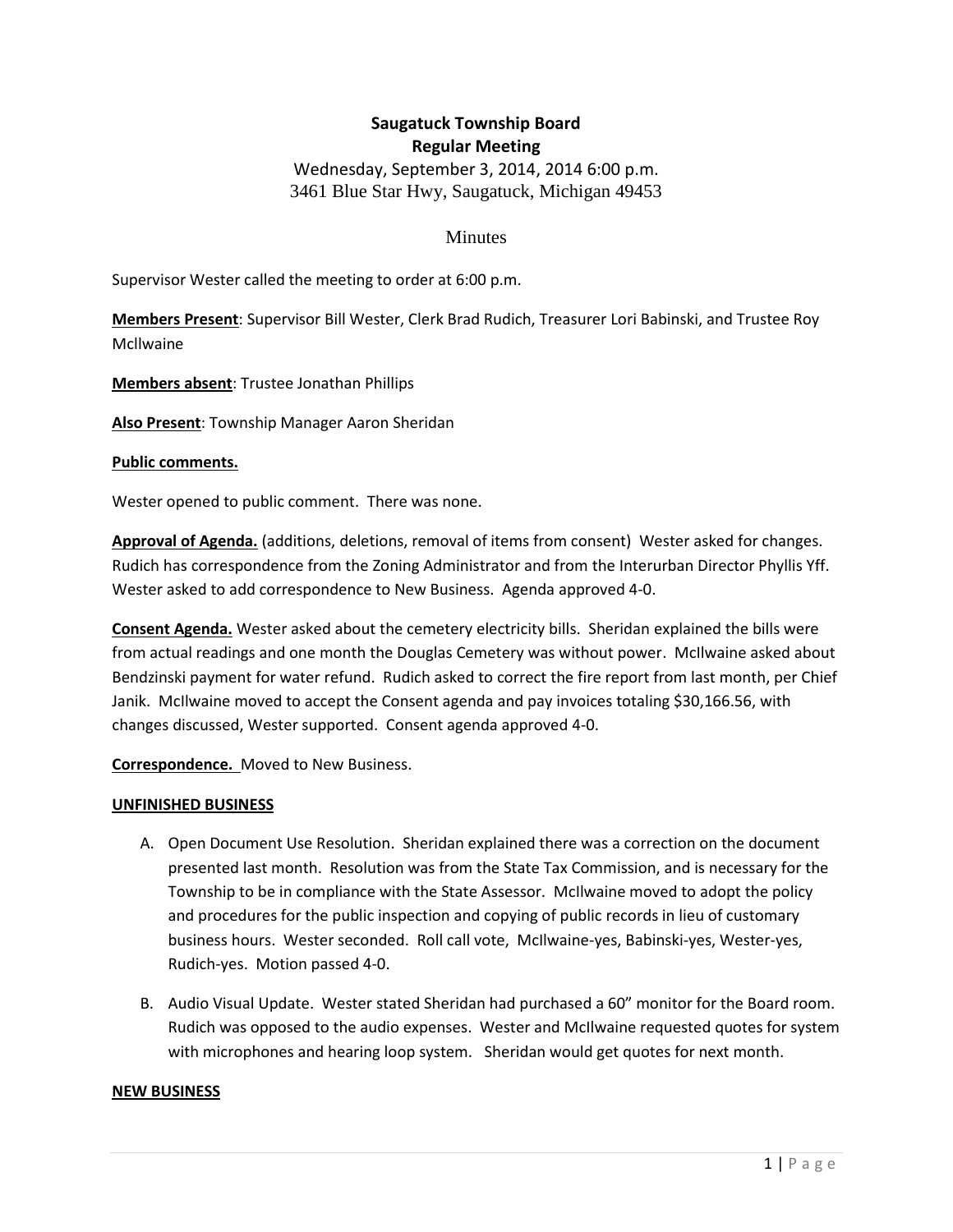# Saugatuck Township Board
## Regular Meeting

Wednesday, September 3, 2014, 2014 6:00 p.m.
3461 Blue Star Hwy, Saugatuck, Michigan 49453

Minutes

Supervisor Wester called the meeting to order at 6:00 p.m.

**Members Present**: Supervisor Bill Wester, Clerk Brad Rudich, Treasurer Lori Babinski, and Trustee Roy McIlwaine

**Members absent**: Trustee Jonathan Phillips

**Also Present**: Township Manager Aaron Sheridan

**Public comments.**

Wester opened to public comment. There was none.

**Approval of Agenda.** (additions, deletions, removal of items from consent) Wester asked for changes. Rudich has correspondence from the Zoning Administrator and from the Interurban Director Phyllis Yff. Wester asked to add correspondence to New Business. Agenda approved 4-0.

**Consent Agenda.** Wester asked about the cemetery electricity bills. Sheridan explained the bills were from actual readings and one month the Douglas Cemetery was without power. McIlwaine asked about Bendzinski payment for water refund. Rudich asked to correct the fire report from last month, per Chief Janik. McIlwaine moved to accept the Consent agenda and pay invoices totaling $30,166.56, with changes discussed, Wester supported. Consent agenda approved 4-0.

**Correspondence.** Moved to New Business.

**UNFINISHED BUSINESS**

A. Open Document Use Resolution. Sheridan explained there was a correction on the document presented last month. Resolution was from the State Tax Commission, and is necessary for the Township to be in compliance with the State Assessor. McIlwaine moved to adopt the policy and procedures for the public inspection and copying of public records in lieu of customary business hours. Wester seconded. Roll call vote, McIlwaine-yes, Babinski-yes, Wester-yes, Rudich-yes. Motion passed 4-0.

B. Audio Visual Update. Wester stated Sheridan had purchased a 60" monitor for the Board room. Rudich was opposed to the audio expenses. Wester and McIlwaine requested quotes for system with microphones and hearing loop system. Sheridan would get quotes for next month.

**NEW BUSINESS**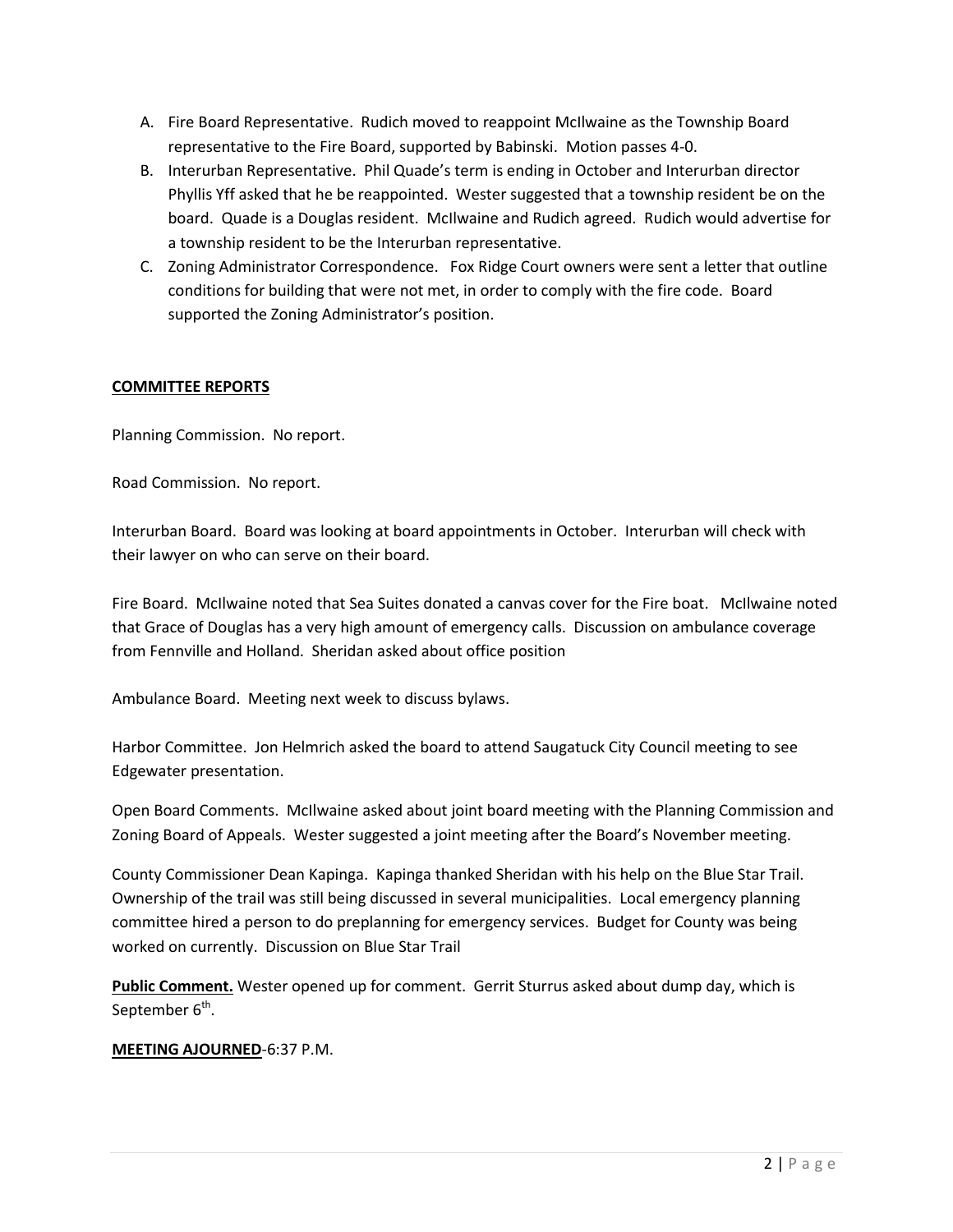A. Fire Board Representative. Rudich moved to reappoint McIlwaine as the Township Board representative to the Fire Board, supported by Babinski. Motion passes 4-0.
B. Interurban Representative. Phil Quade's term is ending in October and Interurban director Phyllis Yff asked that he be reappointed. Wester suggested that a township resident be on the board. Quade is a Douglas resident. McIlwaine and Rudich agreed. Rudich would advertise for a township resident to be the Interurban representative.
C. Zoning Administrator Correspondence. Fox Ridge Court owners were sent a letter that outline conditions for building that were not met, in order to comply with the fire code. Board supported the Zoning Administrator's position.

**COMMITTEE REPORTS**

Planning Commission. No report.

Road Commission. No report.

Interurban Board. Board was looking at board appointments in October. Interurban will check with their lawyer on who can serve on their board.

Fire Board. McIlwaine noted that Sea Suites donated a canvas cover for the Fire boat. McIlwaine noted that Grace of Douglas has a very high amount of emergency calls. Discussion on ambulance coverage from Fennville and Holland. Sheridan asked about office position

Ambulance Board. Meeting next week to discuss bylaws.

Harbor Committee. Jon Helmrich asked the board to attend Saugatuck City Council meeting to see Edgewater presentation.

Open Board Comments. McIlwaine asked about joint board meeting with the Planning Commission and Zoning Board of Appeals. Wester suggested a joint meeting after the Board's November meeting.

County Commissioner Dean Kapinga. Kapinga thanked Sheridan with his help on the Blue Star Trail. Ownership of the trail was still being discussed in several municipalities. Local emergency planning committee hired a person to do preplanning for emergency services. Budget for County was being worked on currently. Discussion on Blue Star Trail

**Public Comment.** Wester opened up for comment. Gerrit Sturrus asked about dump day, which is September 6th.

**MEETING AJOURNED**-6:37 P.M.